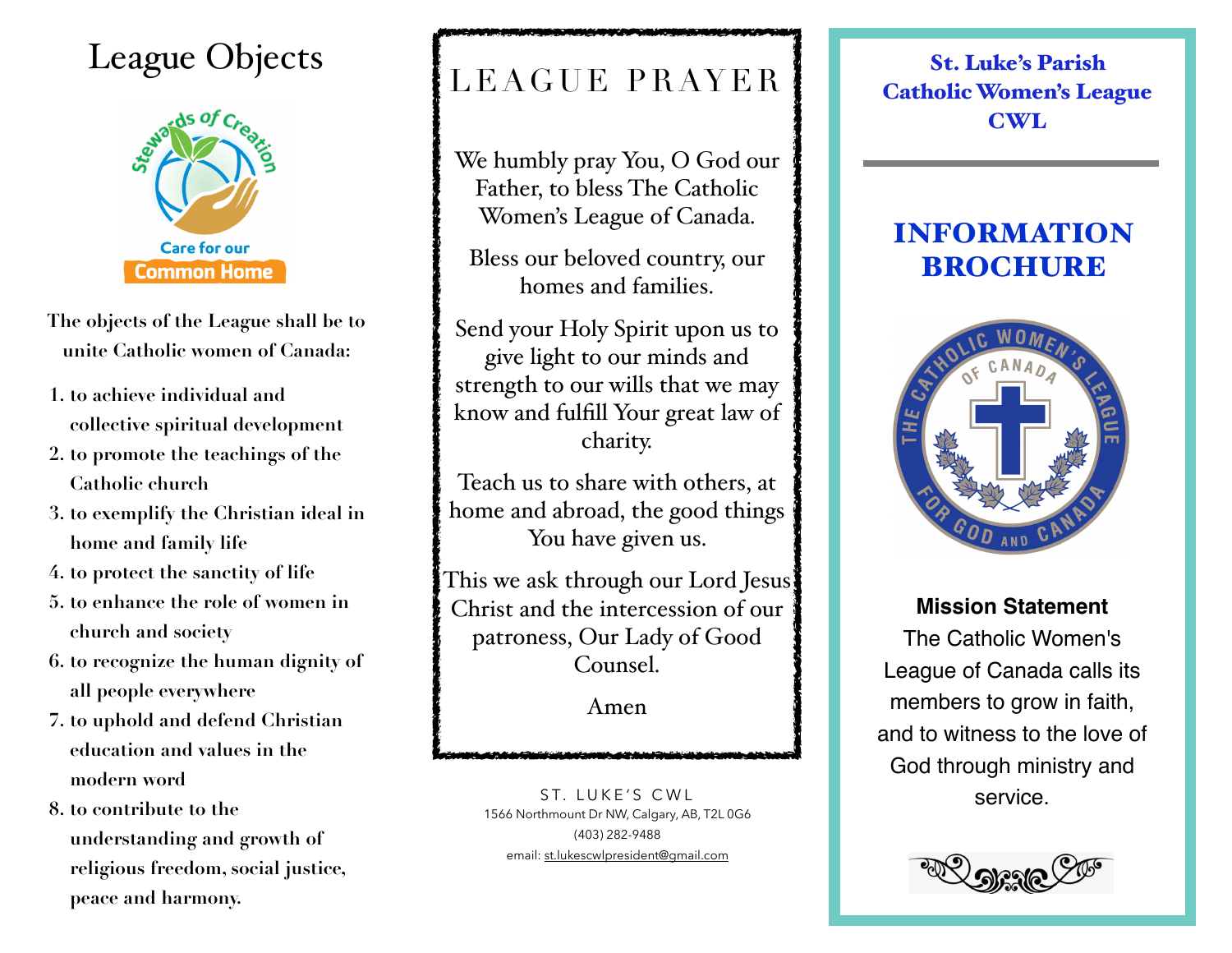# League Objects

The objects of the League shall be to unite Catholic women of Canada:

1. to achieve individual and collective spiritual development
2. to promote the teachings of the Catholic church
3. to exemplify the Christian ideal in home and family life
4. to protect the sanctity of life
5. to enhance the role of women in church and society
6. to recognize the human dignity of all people everywhere
7. to uphold and defend Christian education and values in the modern word
8. to contribute to the understanding and growth of religious freedom, social justice, peace and harmony.

# LEAGUE PRAYER

We humbly pray You, O God our Father, to bless The Catholic Women's League of Canada.

Bless our beloved country, our homes and families.

Send your Holy Spirit upon us to give light to our minds and strength to our wills that we may know and fulfill Your great law of charity.

Teach us to share with others, at home and abroad, the good things You have given us.

This we ask through our Lord Jesus Christ and the intercession of our patroness, Our Lady of Good Counsel.

Amen

ST. LUKE'S CWL
1566 Northmount Dr NW, Calgary, AB, T2L 0G6
(403) 282-9488
email: st.lukescwlpresident@gmail.com

## St. Luke's Parish Catholic Women's League CWL

# INFORMATION BROCHURE

**Mission Statement**

The Catholic Women's League of Canada calls its members to grow in faith, and to witness to the love of God through ministry and service.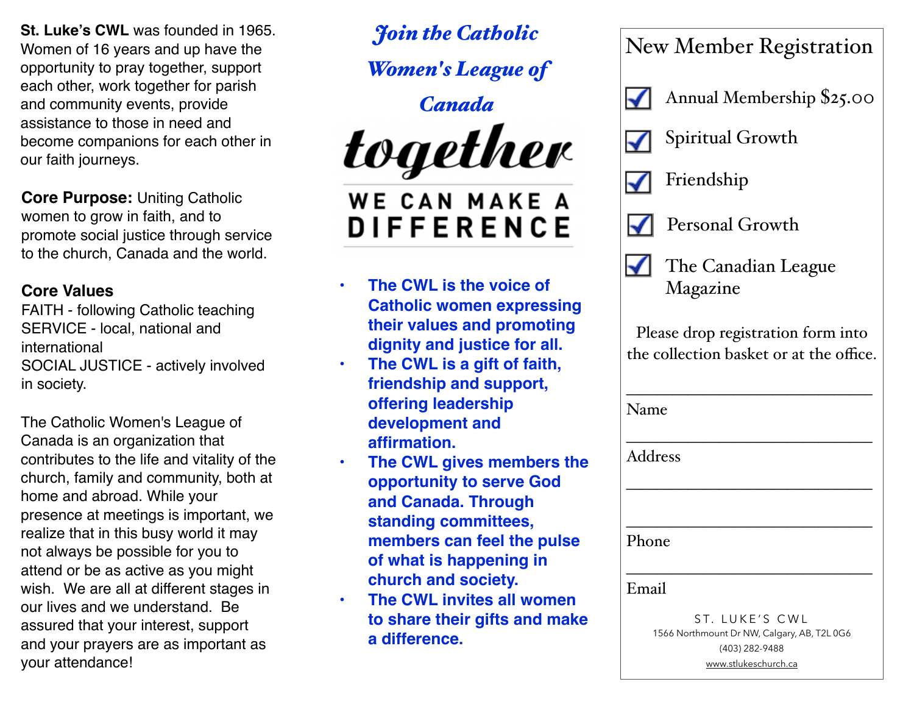**St. Luke's CWL** was founded in 1965. Women of 16 years and up have the opportunity to pray together, support each other, work together for parish and community events, provide assistance to those in need and become companions for each other in our faith journeys.

**Core Purpose:** Uniting Catholic women to grow in faith, and to promote social justice through service to the church, Canada and the world.

**Core Values**

FAITH - following Catholic teaching
SERVICE - local, national and international
SOCIAL JUSTICE - actively involved in society.

The Catholic Women's League of Canada is an organization that contributes to the life and vitality of the church, family and community, both at home and abroad. While your presence at meetings is important, we realize that in this busy world it may not always be possible for you to attend or be as active as you might wish. We are all at different stages in our lives and we understand. Be assured that your interest, support and your prayers are as important as your attendance!

## *Join the Catholic Women's League of Canada*

**together**

**WE CAN MAKE A DIFFERENCE**

- **The CWL is the voice of Catholic women expressing their values and promoting dignity and justice for all.**
- **The CWL is a gift of faith, friendship and support, offering leadership development and affirmation.**
- **The CWL gives members the opportunity to serve God and Canada. Through standing committees, members can feel the pulse of what is happening in church and society.**
- **The CWL invites all women to share their gifts and make a difference.**

## New Member Registration

- [x] Annual Membership $25.00
- [x] Spiritual Growth
- [x] Friendship
- [x] Personal Growth
- [x] The Canadian League Magazine

Please drop registration form into the collection basket or at the office.

______________________________
Name

______________________________
Address

______________________________

______________________________
Phone

______________________________
Email

ST. LUKE'S CWL
1566 Northmount Dr NW, Calgary, AB, T2L 0G6
(403) 282-9488
www.stlukeschurch.ca